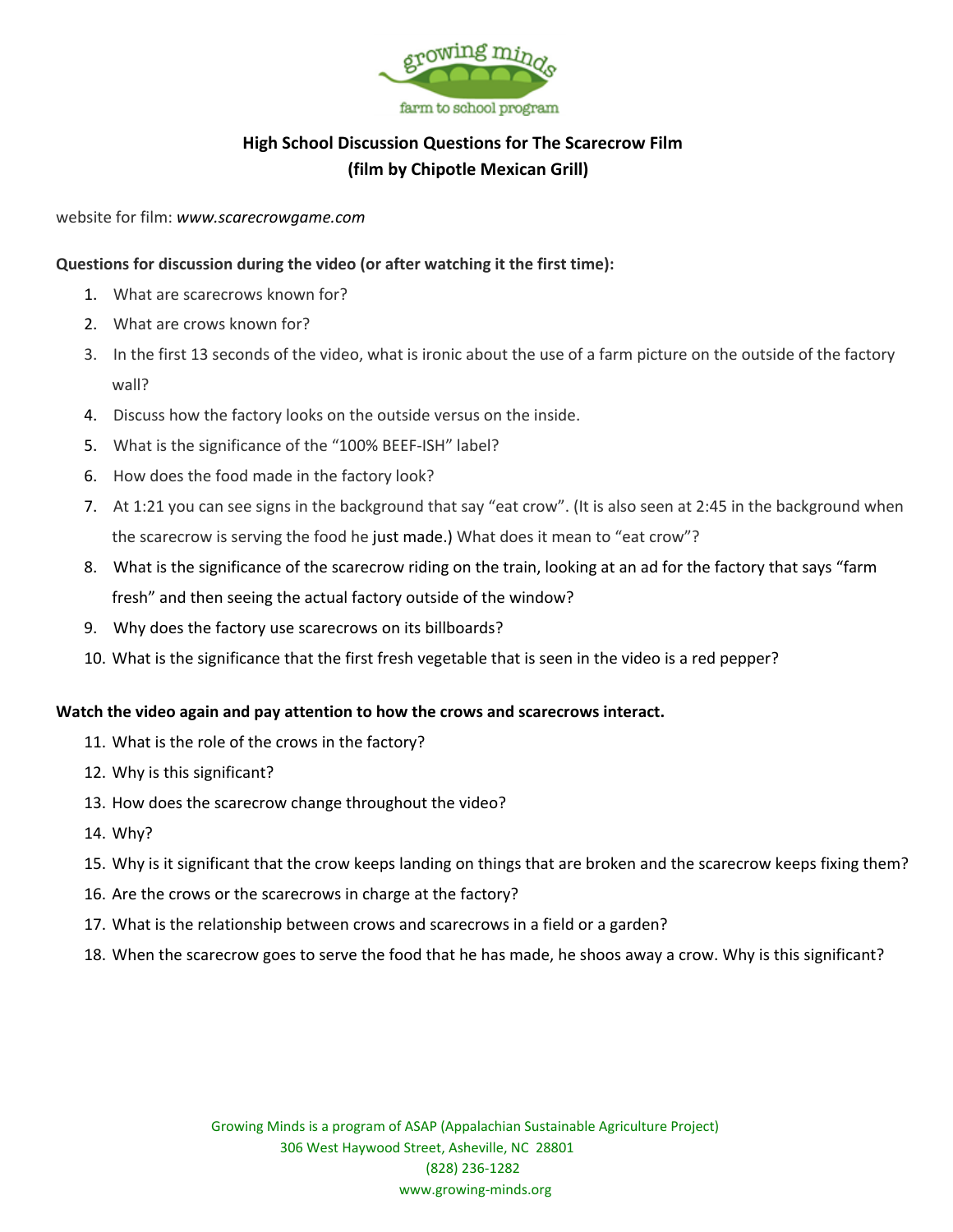growing minds

farm to school program

## High School Discussion Questions for The Scarecrow Film
## (film by Chipotle Mexican Grill)

website for film: *www.scarecrowgame.com*

**Questions for discussion during the video (or after watching it the first time):**

1. What are scarecrows known for?
2. What are crows known for?
3. In the first 13 seconds of the video, what is ironic about the use of a farm picture on the outside of the factory wall?
4. Discuss how the factory looks on the outside versus on the inside.
5. What is the significance of the "100% BEEF-ISH" label?
6. How does the food made in the factory look?
7. At 1:21 you can see signs in the background that say "eat crow". (It is also seen at 2:45 in the background when the scarecrow is serving the food he just made.) What does it mean to "eat crow"?
8. What is the significance of the scarecrow riding on the train, looking at an ad for the factory that says "farm fresh" and then seeing the actual factory outside of the window?
9. Why does the factory use scarecrows on its billboards?
10. What is the significance that the first fresh vegetable that is seen in the video is a red pepper?

**Watch the video again and pay attention to how the crows and scarecrows interact.**

11. What is the role of the crows in the factory?
12. Why is this significant?
13. How does the scarecrow change throughout the video?
14. Why?
15. Why is it significant that the crow keeps landing on things that are broken and the scarecrow keeps fixing them?
16. Are the crows or the scarecrows in charge at the factory?
17. What is the relationship between crows and scarecrows in a field or a garden?
18. When the scarecrow goes to serve the food that he has made, he shoos away a crow. Why is this significant?

Growing Minds is a program of ASAP (Appalachian Sustainable Agriculture Project)
306 West Haywood Street, Asheville, NC 28801
(828) 236-1282
www.growing-minds.org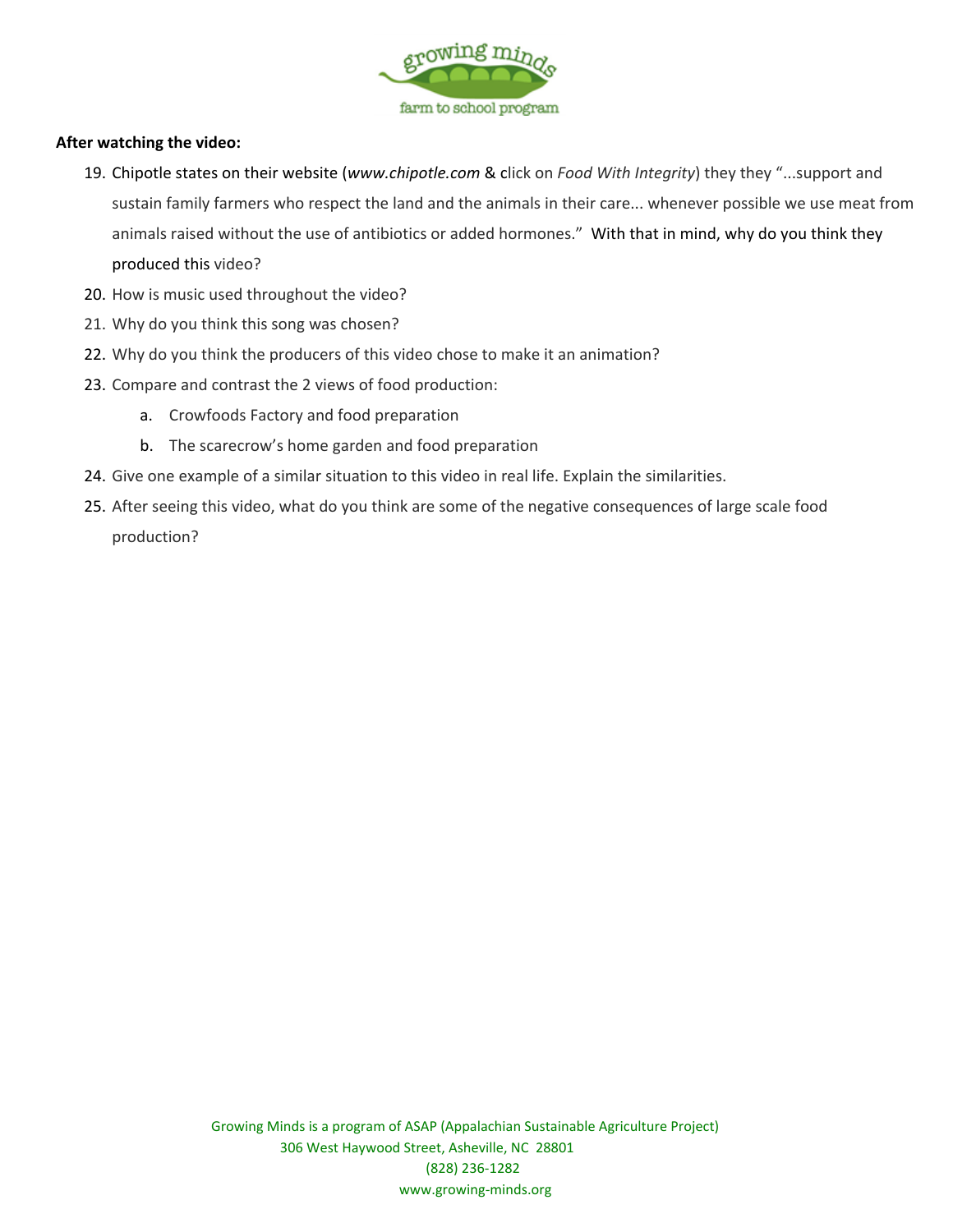**After watching the video:**

19. Chipotle states on their website (*www.chipotle.com* & click on *Food With Integrity*) they they "...support and sustain family farmers who respect the land and the animals in their care... whenever possible we use meat from animals raised without the use of antibiotics or added hormones." With that in mind, why do you think they produced this video?
20. How is music used throughout the video?
21. Why do you think this song was chosen?
22. Why do you think the producers of this video chose to make it an animation?
23. Compare and contrast the 2 views of food production:
    a. Crowfoods Factory and food preparation
    b. The scarecrow's home garden and food preparation
24. Give one example of a similar situation to this video in real life. Explain the similarities.
25. After seeing this video, what do you think are some of the negative consequences of large scale food production?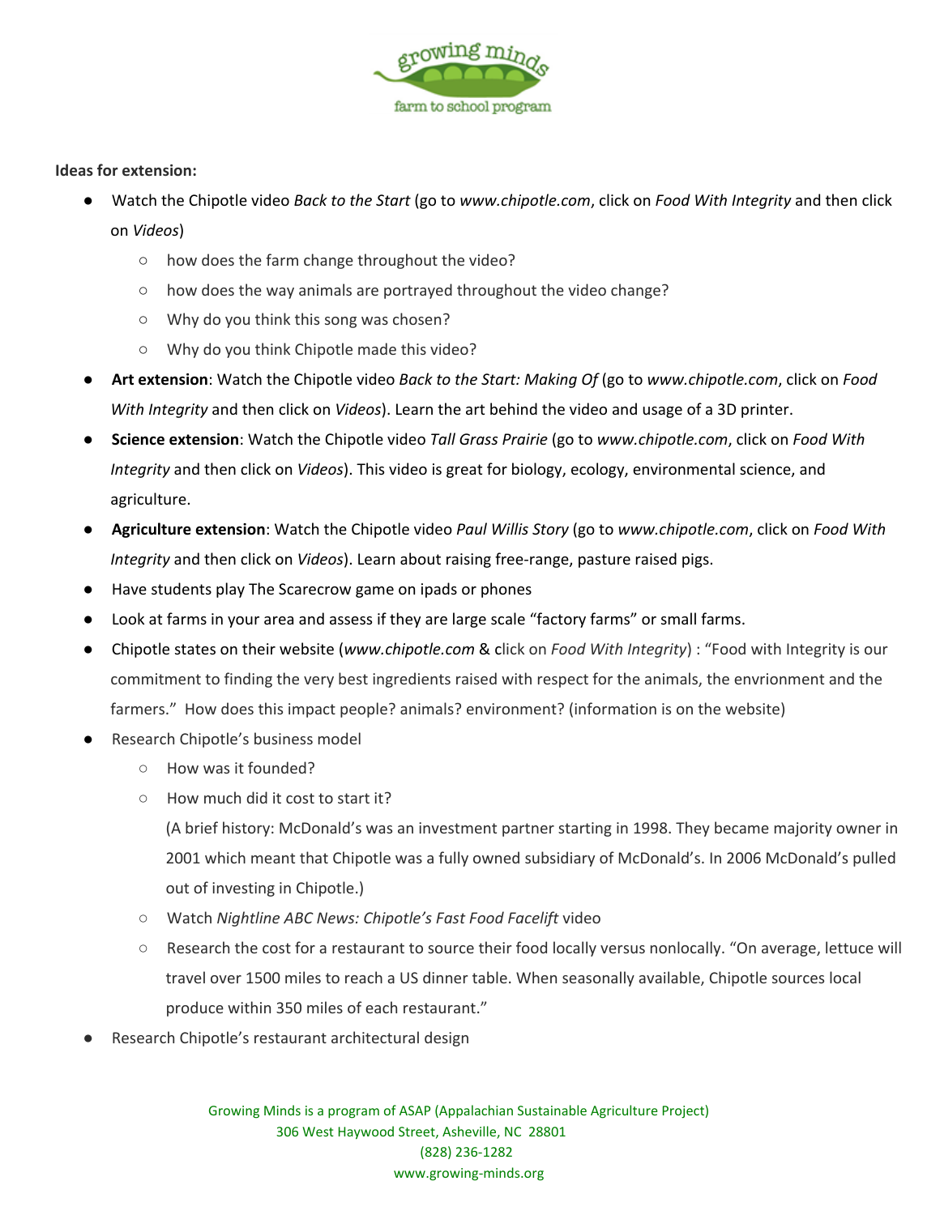**Ideas for extension:**

- Watch the Chipotle video *Back to the Start* (go to *www.chipotle.com*, click on *Food With Integrity* and then click on *Videos*)
  - how does the farm change throughout the video?
  - how does the way animals are portrayed throughout the video change?
  - Why do you think this song was chosen?
  - Why do you think Chipotle made this video?
- **Art extension**: Watch the Chipotle video *Back to the Start: Making Of* (go to *www.chipotle.com*, click on *Food With Integrity* and then click on *Videos*). Learn the art behind the video and usage of a 3D printer.
- **Science extension**: Watch the Chipotle video *Tall Grass Prairie* (go to *www.chipotle.com*, click on *Food With Integrity* and then click on *Videos*). This video is great for biology, ecology, environmental science, and agriculture.
- **Agriculture extension**: Watch the Chipotle video *Paul Willis Story* (go to *www.chipotle.com*, click on *Food With Integrity* and then click on *Videos*). Learn about raising free-range, pasture raised pigs.
- Have students play The Scarecrow game on ipads or phones
- Look at farms in your area and assess if they are large scale "factory farms" or small farms.
- Chipotle states on their website (*www.chipotle.com* & click on *Food With Integrity*) : "Food with Integrity is our commitment to finding the very best ingredients raised with respect for the animals, the envrionment and the farmers." How does this impact people? animals? environment? (information is on the website)
- Research Chipotle's business model
  - How was it founded?
  - How much did it cost to start it?

    (A brief history: McDonald's was an investment partner starting in 1998. They became majority owner in 2001 which meant that Chipotle was a fully owned subsidiary of McDonald's. In 2006 McDonald's pulled out of investing in Chipotle.)
  - Watch *Nightline ABC News: Chipotle's Fast Food Facelift* video
  - Research the cost for a restaurant to source their food locally versus nonlocally. "On average, lettuce will travel over 1500 miles to reach a US dinner table. When seasonally available, Chipotle sources local produce within 350 miles of each restaurant."
- Research Chipotle's restaurant architectural design